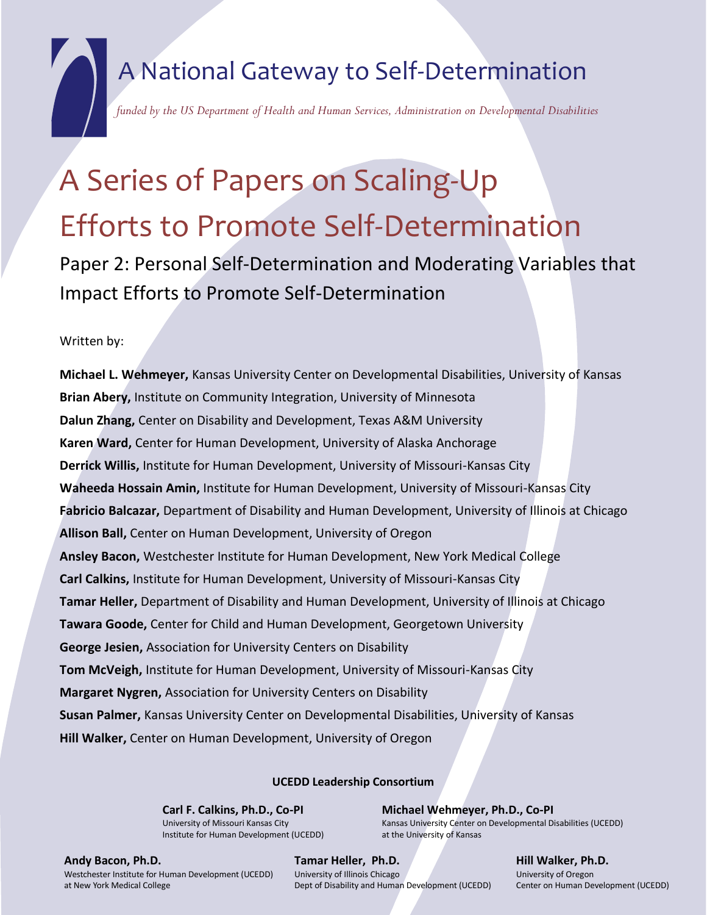# A National Gateway to Self-Determination

*funded by the US Department of Health and Human Services, Administration on Developmental Disabilities*

# A Series of Papers on Scaling-Up Efforts to Promote Self-Determination

## Paper 2: Personal Self-Determination and Moderating Variables that Impact Efforts to Promote Self-Determination

Written by:

**Michael L. Wehmeyer,** Kansas University Center on Developmental Disabilities, University of Kansas
**Brian Abery,** Institute on Community Integration, University of Minnesota
**Dalun Zhang,** Center on Disability and Development, Texas A&M University
**Karen Ward,** Center for Human Development, University of Alaska Anchorage
**Derrick Willis,** Institute for Human Development, University of Missouri-Kansas City
**Waheeda Hossain Amin,** Institute for Human Development, University of Missouri-Kansas City
**Fabricio Balcazar,** Department of Disability and Human Development, University of Illinois at Chicago
**Allison Ball,** Center on Human Development, University of Oregon
**Ansley Bacon,** Westchester Institute for Human Development, New York Medical College
**Carl Calkins,** Institute for Human Development, University of Missouri-Kansas City
**Tamar Heller,** Department of Disability and Human Development, University of Illinois at Chicago
**Tawara Goode,** Center for Child and Human Development, Georgetown University
**George Jesien,** Association for University Centers on Disability
**Tom McVeigh,** Institute for Human Development, University of Missouri-Kansas City
**Margaret Nygren,** Association for University Centers on Disability
**Susan Palmer,** Kansas University Center on Developmental Disabilities, University of Kansas
**Hill Walker,** Center on Human Development, University of Oregon

**UCEDD Leadership Consortium**

**Carl F. Calkins, Ph.D., Co-PI**
University of Missouri Kansas City
Institute for Human Development (UCEDD)

**Michael Wehmeyer, Ph.D., Co-PI**
Kansas University Center on Developmental Disabilities (UCEDD)
at the University of Kansas

**Andy Bacon, Ph.D.**
Westchester Institute for Human Development (UCEDD)
at New York Medical College

**Tamar Heller, Ph.D.**
University of Illinois Chicago
Dept of Disability and Human Development (UCEDD)

**Hill Walker, Ph.D.**
University of Oregon
Center on Human Development (UCEDD)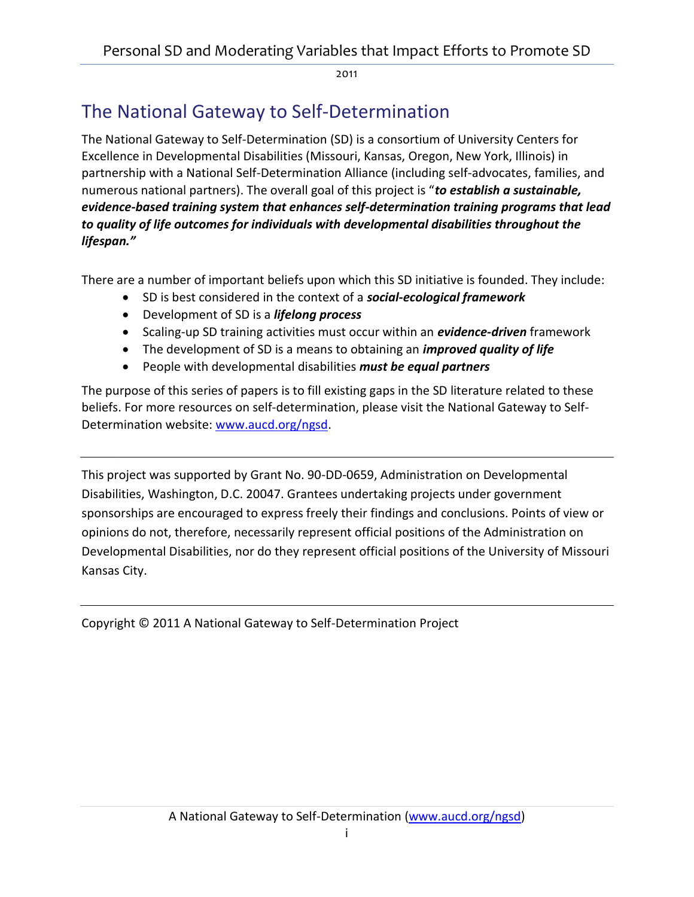# The National Gateway to Self-Determination

The National Gateway to Self-Determination (SD) is a consortium of University Centers for Excellence in Developmental Disabilities (Missouri, Kansas, Oregon, New York, Illinois) in partnership with a National Self-Determination Alliance (including self-advocates, families, and numerous national partners). The overall goal of this project is "***to establish a sustainable, evidence-based training system that enhances self-determination training programs that lead to quality of life outcomes for individuals with developmental disabilities throughout the lifespan."***

There are a number of important beliefs upon which this SD initiative is founded. They include:

- SD is best considered in the context of a ***social-ecological framework***
- Development of SD is a ***lifelong process***
- Scaling-up SD training activities must occur within an ***evidence-driven*** framework
- The development of SD is a means to obtaining an ***improved quality of life***
- People with developmental disabilities ***must be equal partners***

The purpose of this series of papers is to fill existing gaps in the SD literature related to these beliefs. For more resources on self-determination, please visit the National Gateway to Self-Determination website: www.aucd.org/ngsd.

---

This project was supported by Grant No. 90-DD-0659, Administration on Developmental Disabilities, Washington, D.C. 20047. Grantees undertaking projects under government sponsorships are encouraged to express freely their findings and conclusions. Points of view or opinions do not, therefore, necessarily represent official positions of the Administration on Developmental Disabilities, nor do they represent official positions of the University of Missouri Kansas City.

---

Copyright © 2011 A National Gateway to Self-Determination Project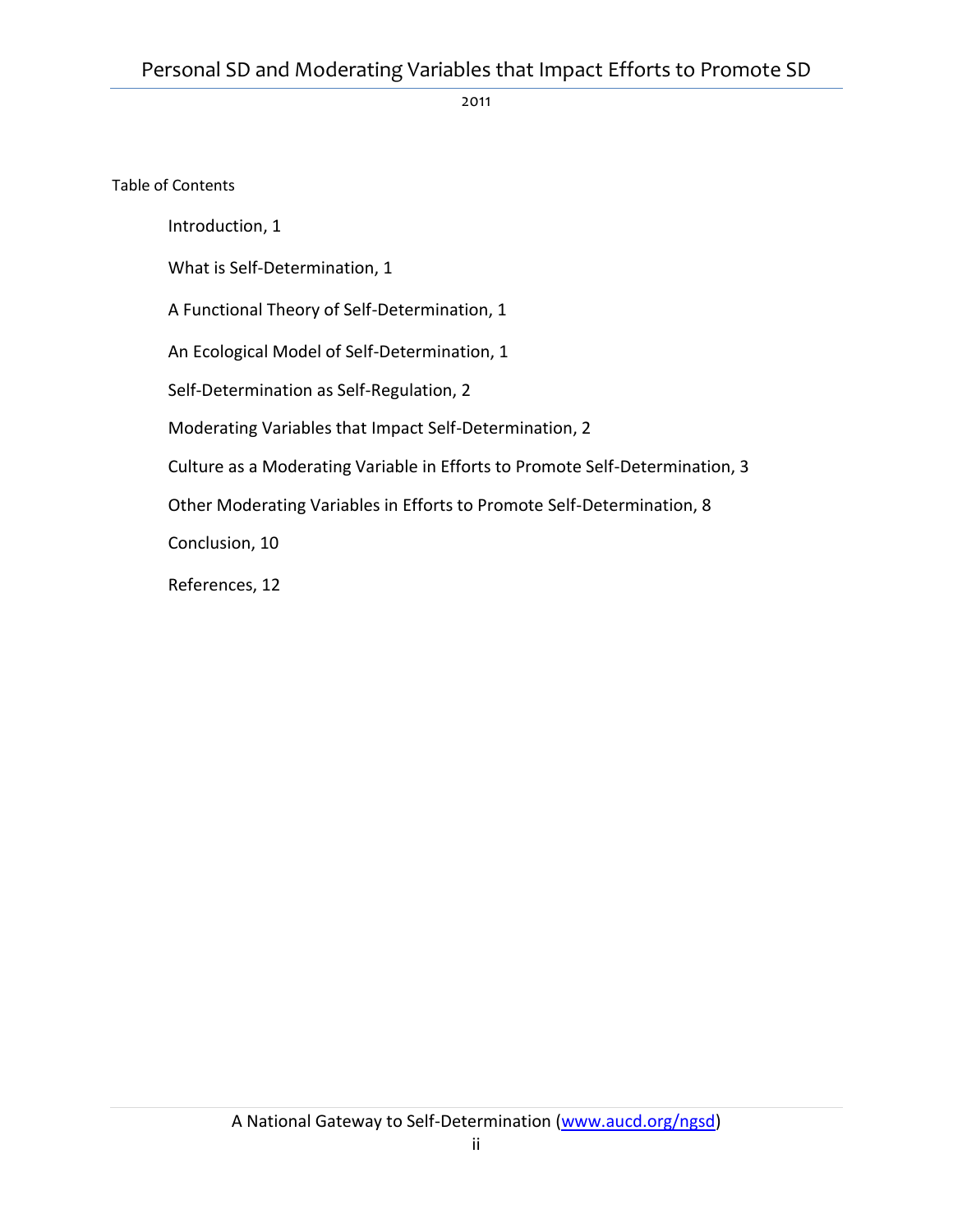Table of Contents

Introduction, 1

What is Self-Determination, 1

A Functional Theory of Self-Determination, 1

An Ecological Model of Self-Determination, 1

Self-Determination as Self-Regulation, 2

Moderating Variables that Impact Self-Determination, 2

Culture as a Moderating Variable in Efforts to Promote Self-Determination, 3

Other Moderating Variables in Efforts to Promote Self-Determination, 8

Conclusion, 10

References, 12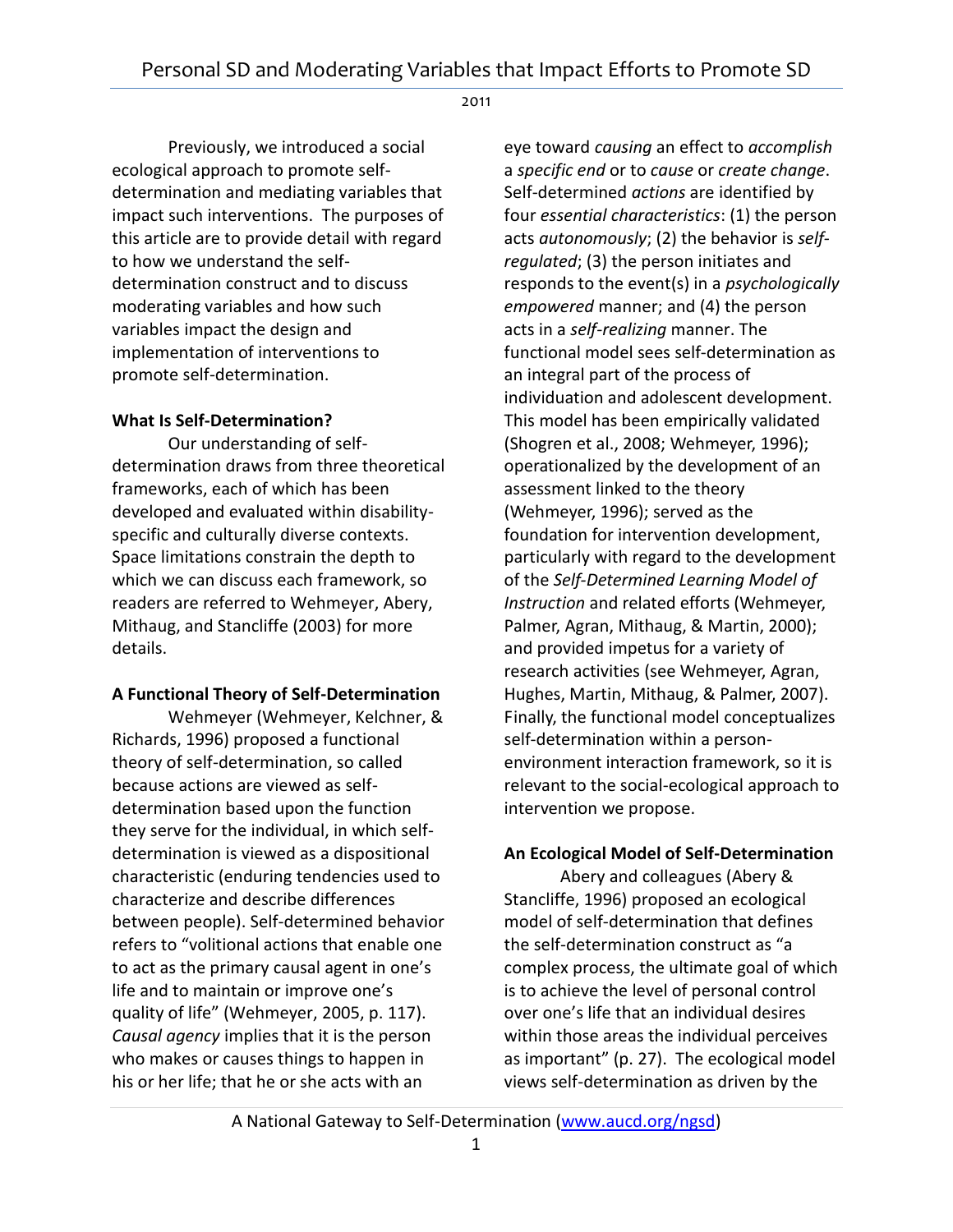Previously, we introduced a social ecological approach to promote self-determination and mediating variables that impact such interventions. The purposes of this article are to provide detail with regard to how we understand the self-determination construct and to discuss moderating variables and how such variables impact the design and implementation of interventions to promote self-determination.

**What Is Self-Determination?**

Our understanding of self-determination draws from three theoretical frameworks, each of which has been developed and evaluated within disability-specific and culturally diverse contexts. Space limitations constrain the depth to which we can discuss each framework, so readers are referred to Wehmeyer, Abery, Mithaug, and Stancliffe (2003) for more details.

**A Functional Theory of Self-Determination**

Wehmeyer (Wehmeyer, Kelchner, & Richards, 1996) proposed a functional theory of self-determination, so called because actions are viewed as self-determination based upon the function they serve for the individual, in which self-determination is viewed as a dispositional characteristic (enduring tendencies used to characterize and describe differences between people). Self-determined behavior refers to "volitional actions that enable one to act as the primary causal agent in one's life and to maintain or improve one's quality of life" (Wehmeyer, 2005, p. 117). *Causal agency* implies that it is the person who makes or causes things to happen in his or her life; that he or she acts with an eye toward *causing* an effect to *accomplish* a *specific end* or to *cause* or *create change*. Self-determined *actions* are identified by four *essential characteristics*: (1) the person acts *autonomously*; (2) the behavior is *self-regulated*; (3) the person initiates and responds to the event(s) in a *psychologically empowered* manner; and (4) the person acts in a *self-realizing* manner. The functional model sees self-determination as an integral part of the process of individuation and adolescent development. This model has been empirically validated (Shogren et al., 2008; Wehmeyer, 1996); operationalized by the development of an assessment linked to the theory (Wehmeyer, 1996); served as the foundation for intervention development, particularly with regard to the development of the *Self-Determined Learning Model of Instruction* and related efforts (Wehmeyer, Palmer, Agran, Mithaug, & Martin, 2000); and provided impetus for a variety of research activities (see Wehmeyer, Agran, Hughes, Martin, Mithaug, & Palmer, 2007). Finally, the functional model conceptualizes self-determination within a person-environment interaction framework, so it is relevant to the social-ecological approach to intervention we propose.

**An Ecological Model of Self-Determination**

Abery and colleagues (Abery & Stancliffe, 1996) proposed an ecological model of self-determination that defines the self-determination construct as "a complex process, the ultimate goal of which is to achieve the level of personal control over one's life that an individual desires within those areas the individual perceives as important" (p. 27). The ecological model views self-determination as driven by the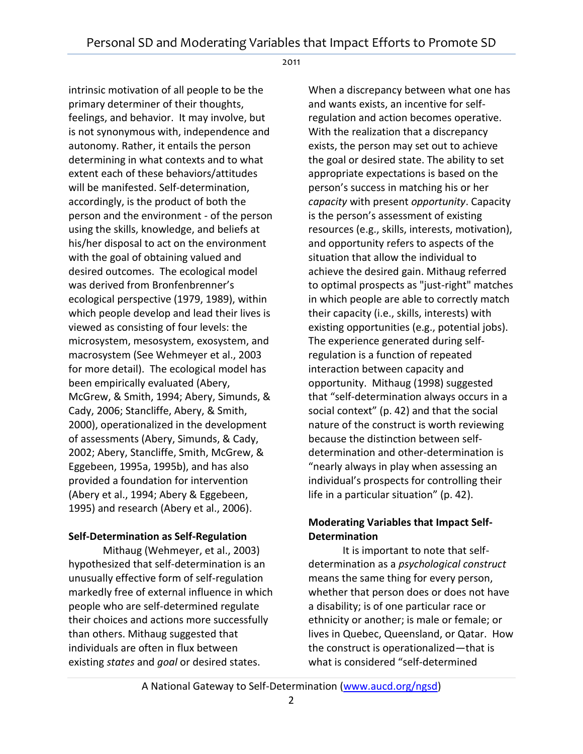intrinsic motivation of all people to be the primary determiner of their thoughts, feelings, and behavior. It may involve, but is not synonymous with, independence and autonomy. Rather, it entails the person determining in what contexts and to what extent each of these behaviors/attitudes will be manifested. Self-determination, accordingly, is the product of both the person and the environment - of the person using the skills, knowledge, and beliefs at his/her disposal to act on the environment with the goal of obtaining valued and desired outcomes. The ecological model was derived from Bronfenbrenner's ecological perspective (1979, 1989), within which people develop and lead their lives is viewed as consisting of four levels: the microsystem, mesosystem, exosystem, and macrosystem (See Wehmeyer et al., 2003 for more detail). The ecological model has been empirically evaluated (Abery, McGrew, & Smith, 1994; Abery, Simunds, & Cady, 2006; Stancliffe, Abery, & Smith, 2000), operationalized in the development of assessments (Abery, Simunds, & Cady, 2002; Abery, Stancliffe, Smith, McGrew, & Eggebeen, 1995a, 1995b), and has also provided a foundation for intervention (Abery et al., 1994; Abery & Eggebeen, 1995) and research (Abery et al., 2006).

**Self-Determination as Self-Regulation**

Mithaug (Wehmeyer, et al., 2003) hypothesized that self-determination is an unusually effective form of self-regulation markedly free of external influence in which people who are self-determined regulate their choices and actions more successfully than others. Mithaug suggested that individuals are often in flux between existing *states* and *goal* or desired states. When a discrepancy between what one has and wants exists, an incentive for self-regulation and action becomes operative. With the realization that a discrepancy exists, the person may set out to achieve the goal or desired state. The ability to set appropriate expectations is based on the person's success in matching his or her *capacity* with present *opportunity*. Capacity is the person's assessment of existing resources (e.g., skills, interests, motivation), and opportunity refers to aspects of the situation that allow the individual to achieve the desired gain. Mithaug referred to optimal prospects as "just-right" matches in which people are able to correctly match their capacity (i.e., skills, interests) with existing opportunities (e.g., potential jobs). The experience generated during self-regulation is a function of repeated interaction between capacity and opportunity. Mithaug (1998) suggested that "self-determination always occurs in a social context" (p. 42) and that the social nature of the construct is worth reviewing because the distinction between self-determination and other-determination is "nearly always in play when assessing an individual's prospects for controlling their life in a particular situation" (p. 42).

**Moderating Variables that Impact Self-Determination**

It is important to note that self-determination as a *psychological construct* means the same thing for every person, whether that person does or does not have a disability; is of one particular race or ethnicity or another; is male or female; or lives in Quebec, Queensland, or Qatar. How the construct is operationalized—that is what is considered "self-determined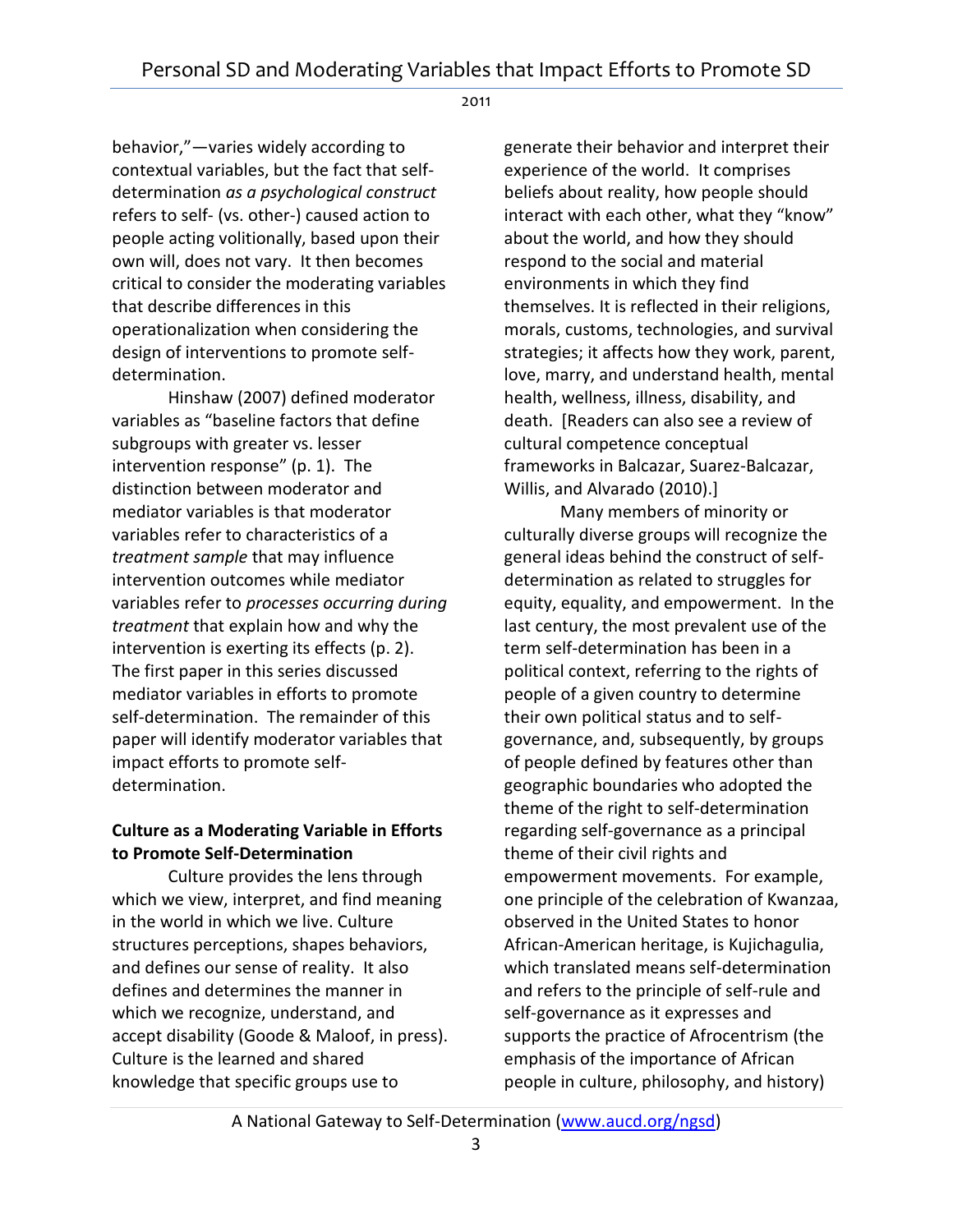behavior,"—varies widely according to contextual variables, but the fact that self-determination *as a psychological construct* refers to self- (vs. other-) caused action to people acting volitionally, based upon their own will, does not vary. It then becomes critical to consider the moderating variables that describe differences in this operationalization when considering the design of interventions to promote self-determination.

Hinshaw (2007) defined moderator variables as "baseline factors that define subgroups with greater vs. lesser intervention response" (p. 1). The distinction between moderator and mediator variables is that moderator variables refer to characteristics of a *treatment sample* that may influence intervention outcomes while mediator variables refer to *processes occurring during treatment* that explain how and why the intervention is exerting its effects (p. 2). The first paper in this series discussed mediator variables in efforts to promote self-determination. The remainder of this paper will identify moderator variables that impact efforts to promote self-determination.

**Culture as a Moderating Variable in Efforts to Promote Self-Determination**

Culture provides the lens through which we view, interpret, and find meaning in the world in which we live. Culture structures perceptions, shapes behaviors, and defines our sense of reality. It also defines and determines the manner in which we recognize, understand, and accept disability (Goode & Maloof, in press). Culture is the learned and shared knowledge that specific groups use to generate their behavior and interpret their experience of the world. It comprises beliefs about reality, how people should interact with each other, what they "know" about the world, and how they should respond to the social and material environments in which they find themselves. It is reflected in their religions, morals, customs, technologies, and survival strategies; it affects how they work, parent, love, marry, and understand health, mental health, wellness, illness, disability, and death. [Readers can also see a review of cultural competence conceptual frameworks in Balcazar, Suarez-Balcazar, Willis, and Alvarado (2010).]

Many members of minority or culturally diverse groups will recognize the general ideas behind the construct of self-determination as related to struggles for equity, equality, and empowerment. In the last century, the most prevalent use of the term self-determination has been in a political context, referring to the rights of people of a given country to determine their own political status and to self-governance, and, subsequently, by groups of people defined by features other than geographic boundaries who adopted the theme of the right to self-determination regarding self-governance as a principal theme of their civil rights and empowerment movements. For example, one principle of the celebration of Kwanzaa, observed in the United States to honor African-American heritage, is Kujichagulia, which translated means self-determination and refers to the principle of self-rule and self-governance as it expresses and supports the practice of Afrocentrism (the emphasis of the importance of African people in culture, philosophy, and history)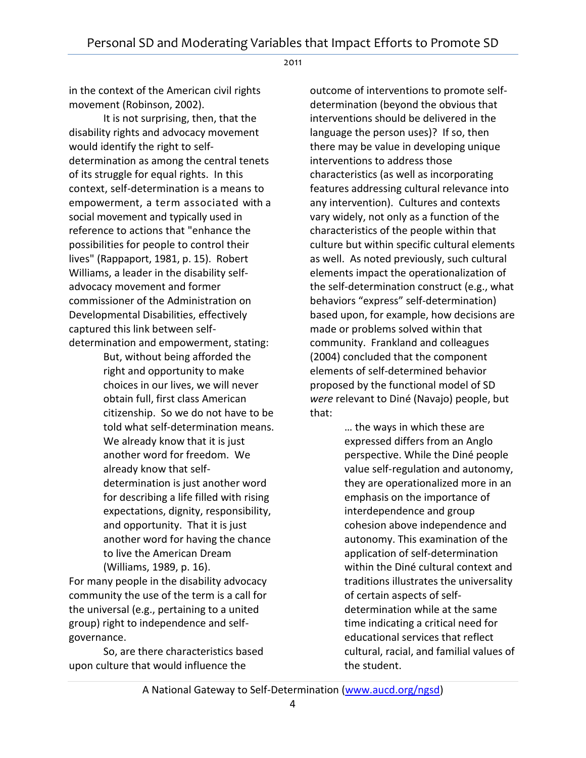in the context of the American civil rights movement (Robinson, 2002).

It is not surprising, then, that the disability rights and advocacy movement would identify the right to self-determination as among the central tenets of its struggle for equal rights. In this context, self-determination is a means to empowerment, a term associated with a social movement and typically used in reference to actions that "enhance the possibilities for people to control their lives" (Rappaport, 1981, p. 15). Robert Williams, a leader in the disability self-advocacy movement and former commissioner of the Administration on Developmental Disabilities, effectively captured this link between self-determination and empowerment, stating:

> But, without being afforded the right and opportunity to make choices in our lives, we will never obtain full, first class American citizenship. So we do not have to be told what self-determination means. We already know that it is just another word for freedom. We already know that self-determination is just another word for describing a life filled with rising expectations, dignity, responsibility, and opportunity. That it is just another word for having the chance to live the American Dream (Williams, 1989, p. 16).

For many people in the disability advocacy community the use of the term is a call for the universal (e.g., pertaining to a united group) right to independence and self-governance.

So, are there characteristics based upon culture that would influence the outcome of interventions to promote self-determination (beyond the obvious that interventions should be delivered in the language the person uses)? If so, then there may be value in developing unique interventions to address those characteristics (as well as incorporating features addressing cultural relevance into any intervention). Cultures and contexts vary widely, not only as a function of the characteristics of the people within that culture but within specific cultural elements as well. As noted previously, such cultural elements impact the operationalization of the self-determination construct (e.g., what behaviors "express" self-determination) based upon, for example, how decisions are made or problems solved within that community. Frankland and colleagues (2004) concluded that the component elements of self-determined behavior proposed by the functional model of SD *were* relevant to Diné (Navajo) people, but that:

> … the ways in which these are expressed differs from an Anglo perspective. While the Diné people value self-regulation and autonomy, they are operationalized more in an emphasis on the importance of interdependence and group cohesion above independence and autonomy. This examination of the application of self-determination within the Diné cultural context and traditions illustrates the universality of certain aspects of self-determination while at the same time indicating a critical need for educational services that reflect cultural, racial, and familial values of the student.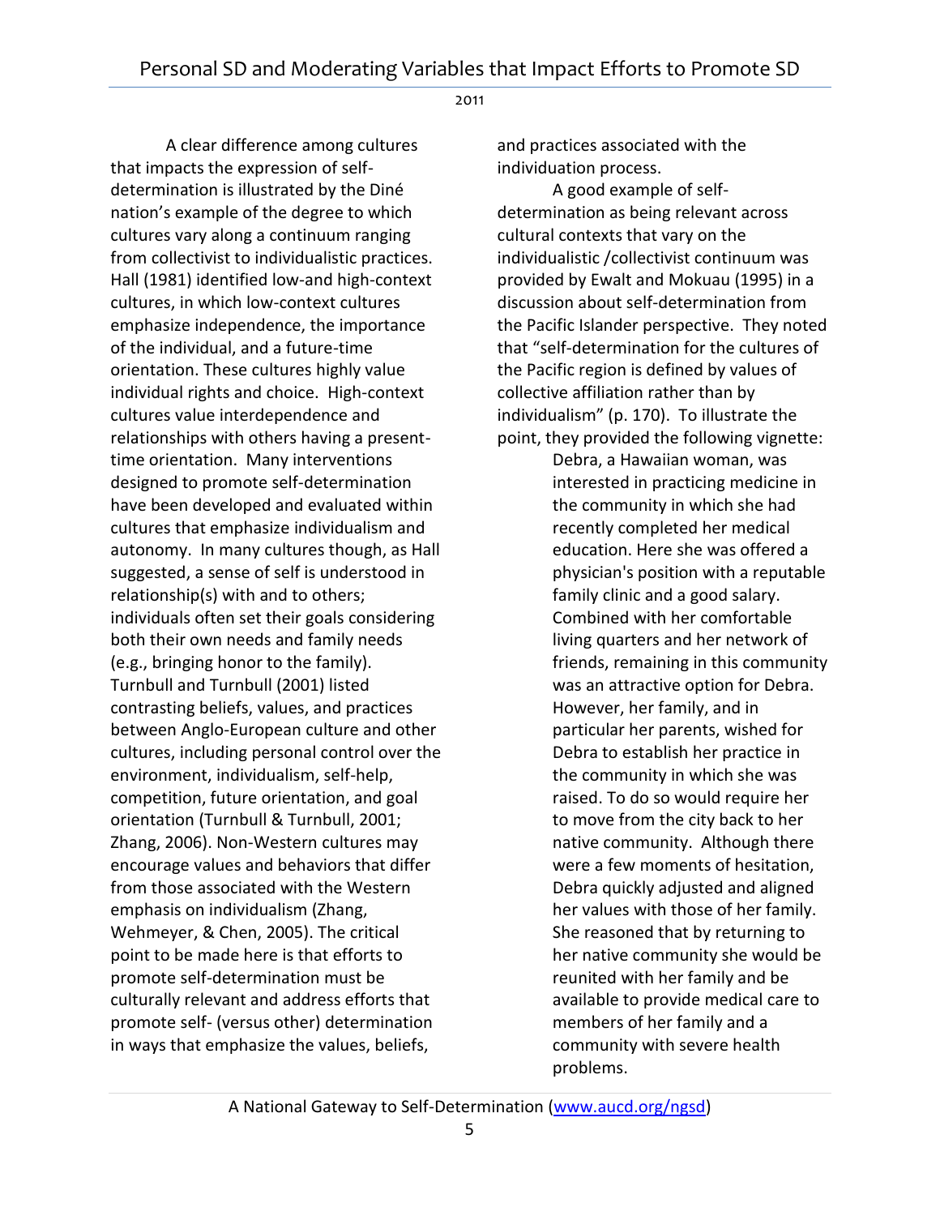A clear difference among cultures that impacts the expression of self-determination is illustrated by the Diné nation's example of the degree to which cultures vary along a continuum ranging from collectivist to individualistic practices. Hall (1981) identified low-and high-context cultures, in which low-context cultures emphasize independence, the importance of the individual, and a future-time orientation. These cultures highly value individual rights and choice. High-context cultures value interdependence and relationships with others having a present-time orientation. Many interventions designed to promote self-determination have been developed and evaluated within cultures that emphasize individualism and autonomy. In many cultures though, as Hall suggested, a sense of self is understood in relationship(s) with and to others; individuals often set their goals considering both their own needs and family needs (e.g., bringing honor to the family). Turnbull and Turnbull (2001) listed contrasting beliefs, values, and practices between Anglo-European culture and other cultures, including personal control over the environment, individualism, self-help, competition, future orientation, and goal orientation (Turnbull & Turnbull, 2001; Zhang, 2006). Non-Western cultures may encourage values and behaviors that differ from those associated with the Western emphasis on individualism (Zhang, Wehmeyer, & Chen, 2005). The critical point to be made here is that efforts to promote self-determination must be culturally relevant and address efforts that promote self- (versus other) determination in ways that emphasize the values, beliefs, and practices associated with the individuation process.

A good example of self-determination as being relevant across cultural contexts that vary on the individualistic /collectivist continuum was provided by Ewalt and Mokuau (1995) in a discussion about self-determination from the Pacific Islander perspective. They noted that "self-determination for the cultures of the Pacific region is defined by values of collective affiliation rather than by individualism" (p. 170). To illustrate the point, they provided the following vignette:

> Debra, a Hawaiian woman, was interested in practicing medicine in the community in which she had recently completed her medical education. Here she was offered a physician's position with a reputable family clinic and a good salary. Combined with her comfortable living quarters and her network of friends, remaining in this community was an attractive option for Debra. However, her family, and in particular her parents, wished for Debra to establish her practice in the community in which she was raised. To do so would require her to move from the city back to her native community. Although there were a few moments of hesitation, Debra quickly adjusted and aligned her values with those of her family. She reasoned that by returning to her native community she would be reunited with her family and be available to provide medical care to members of her family and a community with severe health problems.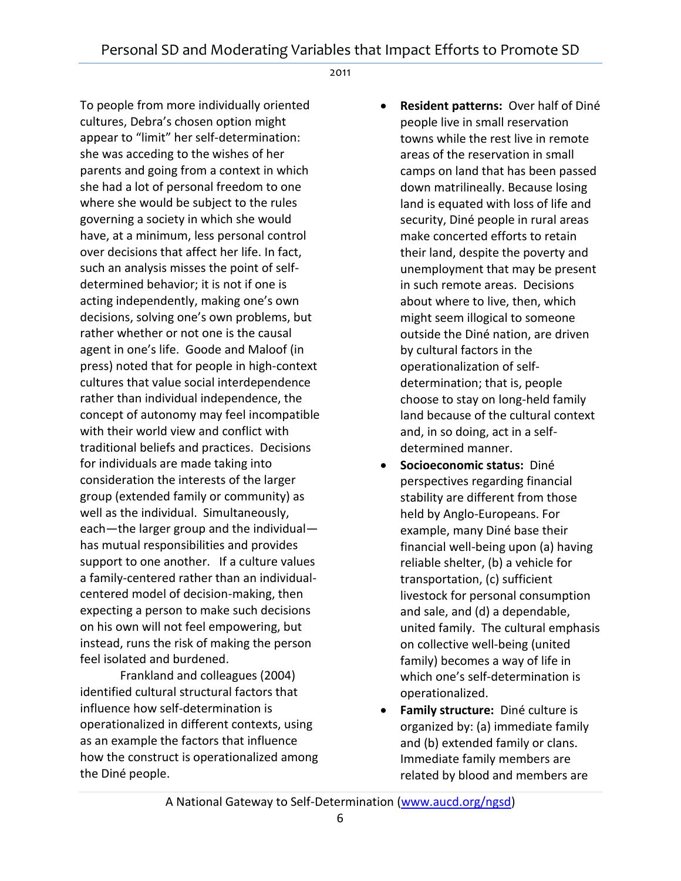To people from more individually oriented cultures, Debra's chosen option might appear to "limit" her self-determination: she was acceding to the wishes of her parents and going from a context in which she had a lot of personal freedom to one where she would be subject to the rules governing a society in which she would have, at a minimum, less personal control over decisions that affect her life. In fact, such an analysis misses the point of self-determined behavior; it is not if one is acting independently, making one's own decisions, solving one's own problems, but rather whether or not one is the causal agent in one's life. Goode and Maloof (in press) noted that for people in high-context cultures that value social interdependence rather than individual independence, the concept of autonomy may feel incompatible with their world view and conflict with traditional beliefs and practices. Decisions for individuals are made taking into consideration the interests of the larger group (extended family or community) as well as the individual. Simultaneously, each—the larger group and the individual—has mutual responsibilities and provides support to one another. If a culture values a family-centered rather than an individual-centered model of decision-making, then expecting a person to make such decisions on his own will not feel empowering, but instead, runs the risk of making the person feel isolated and burdened.

Frankland and colleagues (2004) identified cultural structural factors that influence how self-determination is operationalized in different contexts, using as an example the factors that influence how the construct is operationalized among the Diné people.

- **Resident patterns:** Over half of Diné people live in small reservation towns while the rest live in remote areas of the reservation in small camps on land that has been passed down matrilineally. Because losing land is equated with loss of life and security, Diné people in rural areas make concerted efforts to retain their land, despite the poverty and unemployment that may be present in such remote areas. Decisions about where to live, then, which might seem illogical to someone outside the Diné nation, are driven by cultural factors in the operationalization of self-determination; that is, people choose to stay on long-held family land because of the cultural context and, in so doing, act in a self-determined manner.
- **Socioeconomic status:** Diné perspectives regarding financial stability are different from those held by Anglo-Europeans. For example, many Diné base their financial well-being upon (a) having reliable shelter, (b) a vehicle for transportation, (c) sufficient livestock for personal consumption and sale, and (d) a dependable, united family. The cultural emphasis on collective well-being (united family) becomes a way of life in which one's self-determination is operationalized.
- **Family structure:** Diné culture is organized by: (a) immediate family and (b) extended family or clans. Immediate family members are related by blood and members are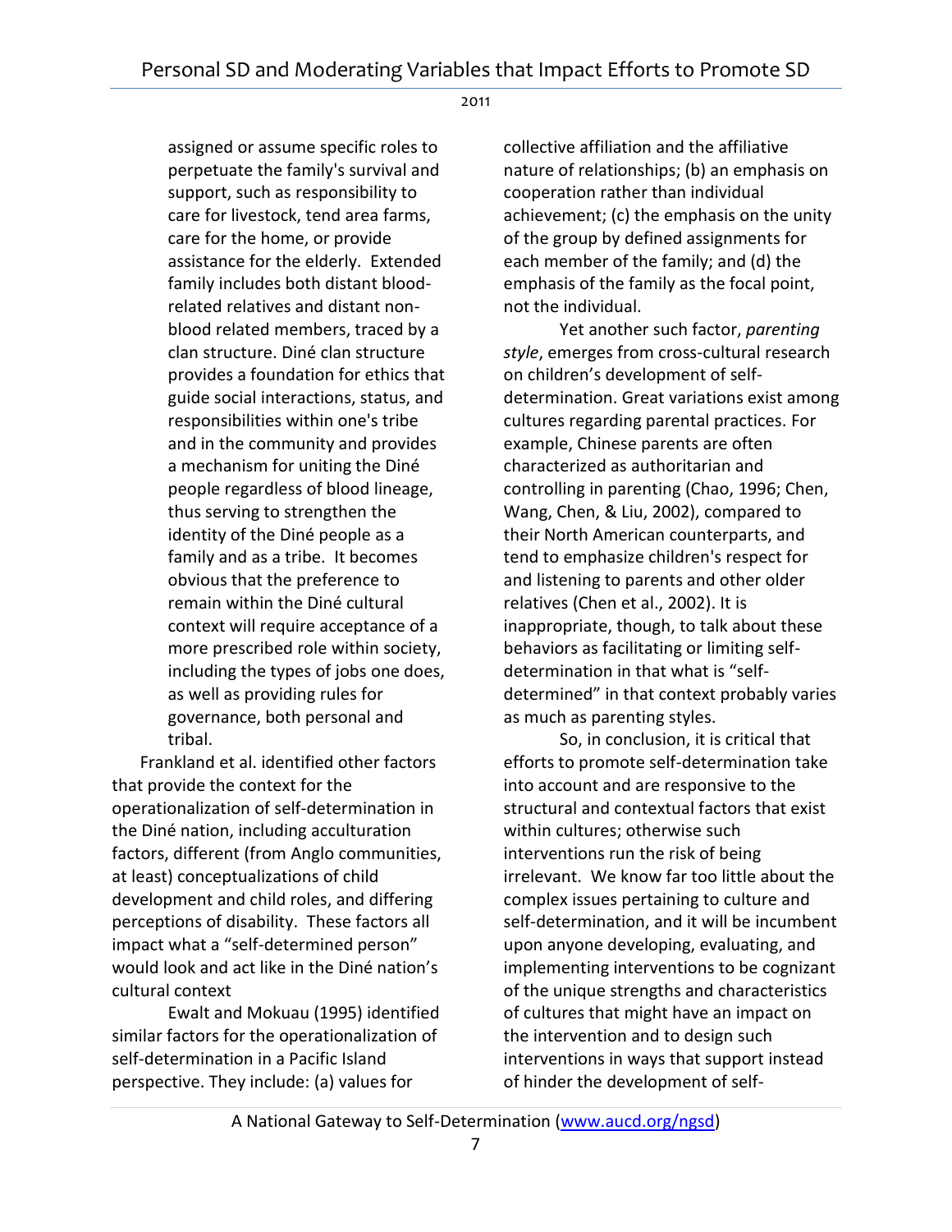assigned or assume specific roles to perpetuate the family's survival and support, such as responsibility to care for livestock, tend area farms, care for the home, or provide assistance for the elderly. Extended family includes both distant blood-related relatives and distant non-blood related members, traced by a clan structure. Diné clan structure provides a foundation for ethics that guide social interactions, status, and responsibilities within one's tribe and in the community and provides a mechanism for uniting the Diné people regardless of blood lineage, thus serving to strengthen the identity of the Diné people as a family and as a tribe. It becomes obvious that the preference to remain within the Diné cultural context will require acceptance of a more prescribed role within society, including the types of jobs one does, as well as providing rules for governance, both personal and tribal.

Frankland et al. identified other factors that provide the context for the operationalization of self-determination in the Diné nation, including acculturation factors, different (from Anglo communities, at least) conceptualizations of child development and child roles, and differing perceptions of disability. These factors all impact what a "self-determined person" would look and act like in the Diné nation's cultural context

Ewalt and Mokuau (1995) identified similar factors for the operationalization of self-determination in a Pacific Island perspective. They include: (a) values for collective affiliation and the affiliative nature of relationships; (b) an emphasis on cooperation rather than individual achievement; (c) the emphasis on the unity of the group by defined assignments for each member of the family; and (d) the emphasis of the family as the focal point, not the individual.

Yet another such factor, *parenting style*, emerges from cross-cultural research on children's development of self-determination. Great variations exist among cultures regarding parental practices. For example, Chinese parents are often characterized as authoritarian and controlling in parenting (Chao, 1996; Chen, Wang, Chen, & Liu, 2002), compared to their North American counterparts, and tend to emphasize children's respect for and listening to parents and other older relatives (Chen et al., 2002). It is inappropriate, though, to talk about these behaviors as facilitating or limiting self-determination in that what is "self-determined" in that context probably varies as much as parenting styles.

So, in conclusion, it is critical that efforts to promote self-determination take into account and are responsive to the structural and contextual factors that exist within cultures; otherwise such interventions run the risk of being irrelevant. We know far too little about the complex issues pertaining to culture and self-determination, and it will be incumbent upon anyone developing, evaluating, and implementing interventions to be cognizant of the unique strengths and characteristics of cultures that might have an impact on the intervention and to design such interventions in ways that support instead of hinder the development of self-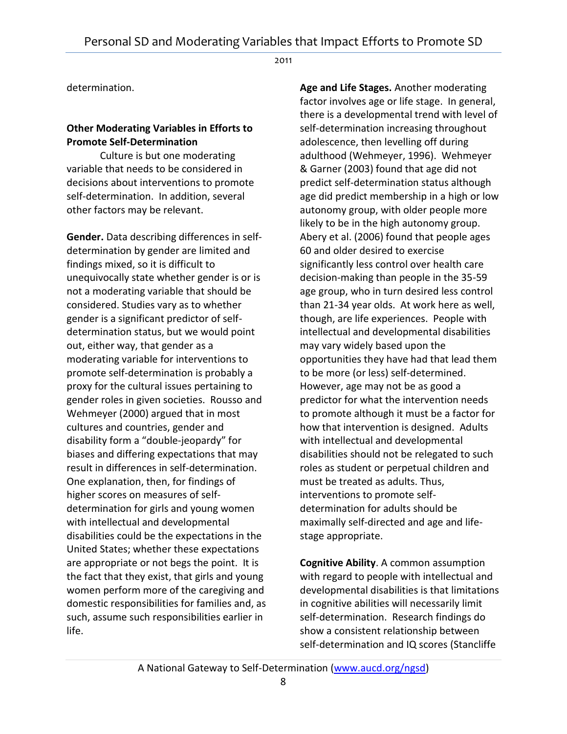determination.

### Other Moderating Variables in Efforts to Promote Self-Determination

Culture is but one moderating variable that needs to be considered in decisions about interventions to promote self-determination. In addition, several other factors may be relevant.

**Gender.** Data describing differences in self-determination by gender are limited and findings mixed, so it is difficult to unequivocally state whether gender is or is not a moderating variable that should be considered. Studies vary as to whether gender is a significant predictor of self-determination status, but we would point out, either way, that gender as a moderating variable for interventions to promote self-determination is probably a proxy for the cultural issues pertaining to gender roles in given societies. Rousso and Wehmeyer (2000) argued that in most cultures and countries, gender and disability form a "double-jeopardy" for biases and differing expectations that may result in differences in self-determination. One explanation, then, for findings of higher scores on measures of self-determination for girls and young women with intellectual and developmental disabilities could be the expectations in the United States; whether these expectations are appropriate or not begs the point. It is the fact that they exist, that girls and young women perform more of the caregiving and domestic responsibilities for families and, as such, assume such responsibilities earlier in life.

**Age and Life Stages.** Another moderating factor involves age or life stage. In general, there is a developmental trend with level of self-determination increasing throughout adolescence, then levelling off during adulthood (Wehmeyer, 1996). Wehmeyer & Garner (2003) found that age did not predict self-determination status although age did predict membership in a high or low autonomy group, with older people more likely to be in the high autonomy group. Abery et al. (2006) found that people ages 60 and older desired to exercise significantly less control over health care decision-making than people in the 35-59 age group, who in turn desired less control than 21-34 year olds. At work here as well, though, are life experiences. People with intellectual and developmental disabilities may vary widely based upon the opportunities they have had that lead them to be more (or less) self-determined. However, age may not be as good a predictor for what the intervention needs to promote although it must be a factor for how that intervention is designed. Adults with intellectual and developmental disabilities should not be relegated to such roles as student or perpetual children and must be treated as adults. Thus, interventions to promote self-determination for adults should be maximally self-directed and age and life-stage appropriate.

**Cognitive Ability**. A common assumption with regard to people with intellectual and developmental disabilities is that limitations in cognitive abilities will necessarily limit self-determination. Research findings do show a consistent relationship between self-determination and IQ scores (Stancliffe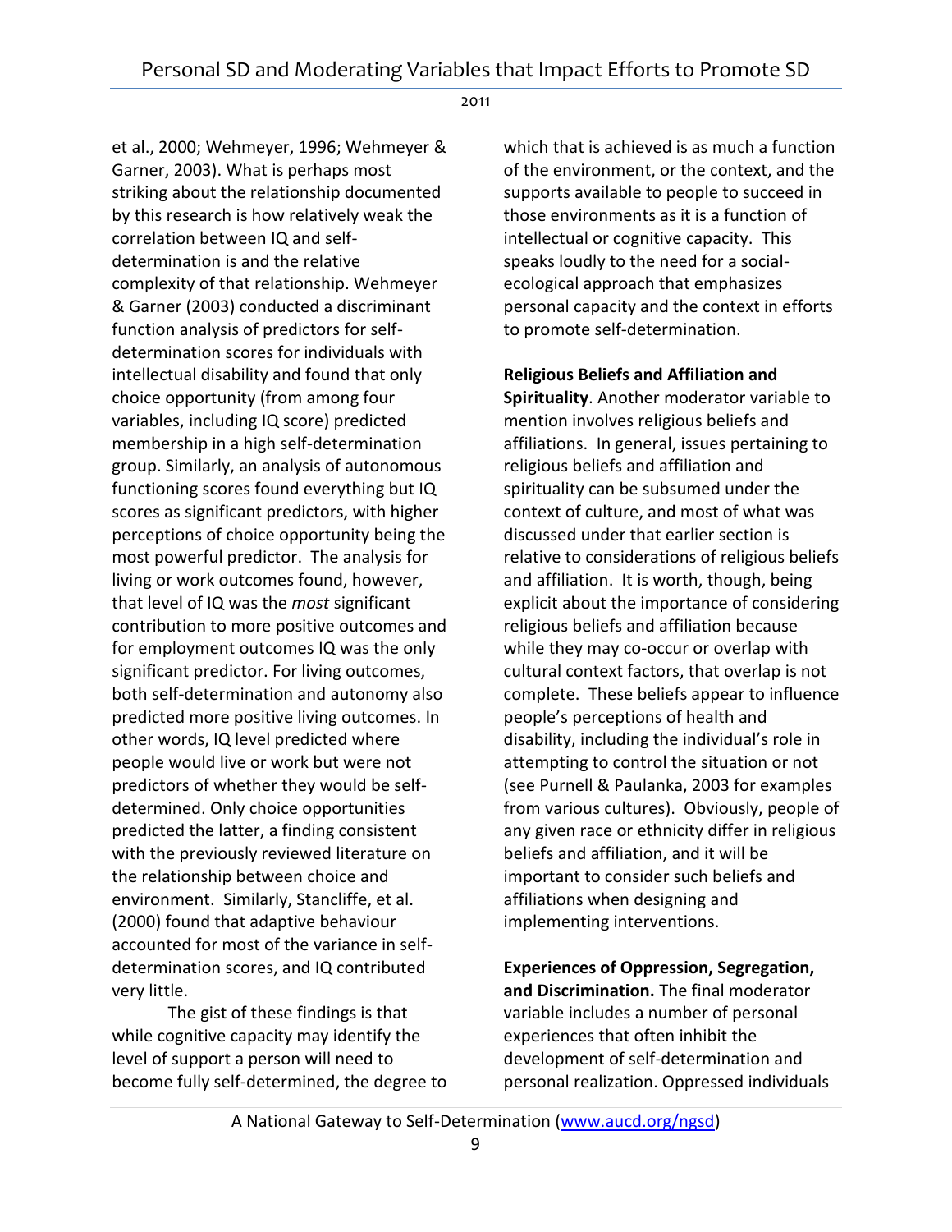et al., 2000; Wehmeyer, 1996; Wehmeyer & Garner, 2003). What is perhaps most striking about the relationship documented by this research is how relatively weak the correlation between IQ and self-determination is and the relative complexity of that relationship. Wehmeyer & Garner (2003) conducted a discriminant function analysis of predictors for self-determination scores for individuals with intellectual disability and found that only choice opportunity (from among four variables, including IQ score) predicted membership in a high self-determination group. Similarly, an analysis of autonomous functioning scores found everything but IQ scores as significant predictors, with higher perceptions of choice opportunity being the most powerful predictor. The analysis for living or work outcomes found, however, that level of IQ was the *most* significant contribution to more positive outcomes and for employment outcomes IQ was the only significant predictor. For living outcomes, both self-determination and autonomy also predicted more positive living outcomes. In other words, IQ level predicted where people would live or work but were not predictors of whether they would be self-determined. Only choice opportunities predicted the latter, a finding consistent with the previously reviewed literature on the relationship between choice and environment. Similarly, Stancliffe, et al. (2000) found that adaptive behaviour accounted for most of the variance in self-determination scores, and IQ contributed very little.

The gist of these findings is that while cognitive capacity may identify the level of support a person will need to become fully self-determined, the degree to which that is achieved is as much a function of the environment, or the context, and the supports available to people to succeed in those environments as it is a function of intellectual or cognitive capacity. This speaks loudly to the need for a social-ecological approach that emphasizes personal capacity and the context in efforts to promote self-determination.

**Religious Beliefs and Affiliation and Spirituality**. Another moderator variable to mention involves religious beliefs and affiliations. In general, issues pertaining to religious beliefs and affiliation and spirituality can be subsumed under the context of culture, and most of what was discussed under that earlier section is relative to considerations of religious beliefs and affiliation. It is worth, though, being explicit about the importance of considering religious beliefs and affiliation because while they may co-occur or overlap with cultural context factors, that overlap is not complete. These beliefs appear to influence people's perceptions of health and disability, including the individual's role in attempting to control the situation or not (see Purnell & Paulanka, 2003 for examples from various cultures). Obviously, people of any given race or ethnicity differ in religious beliefs and affiliation, and it will be important to consider such beliefs and affiliations when designing and implementing interventions.

**Experiences of Oppression, Segregation, and Discrimination.** The final moderator variable includes a number of personal experiences that often inhibit the development of self-determination and personal realization. Oppressed individuals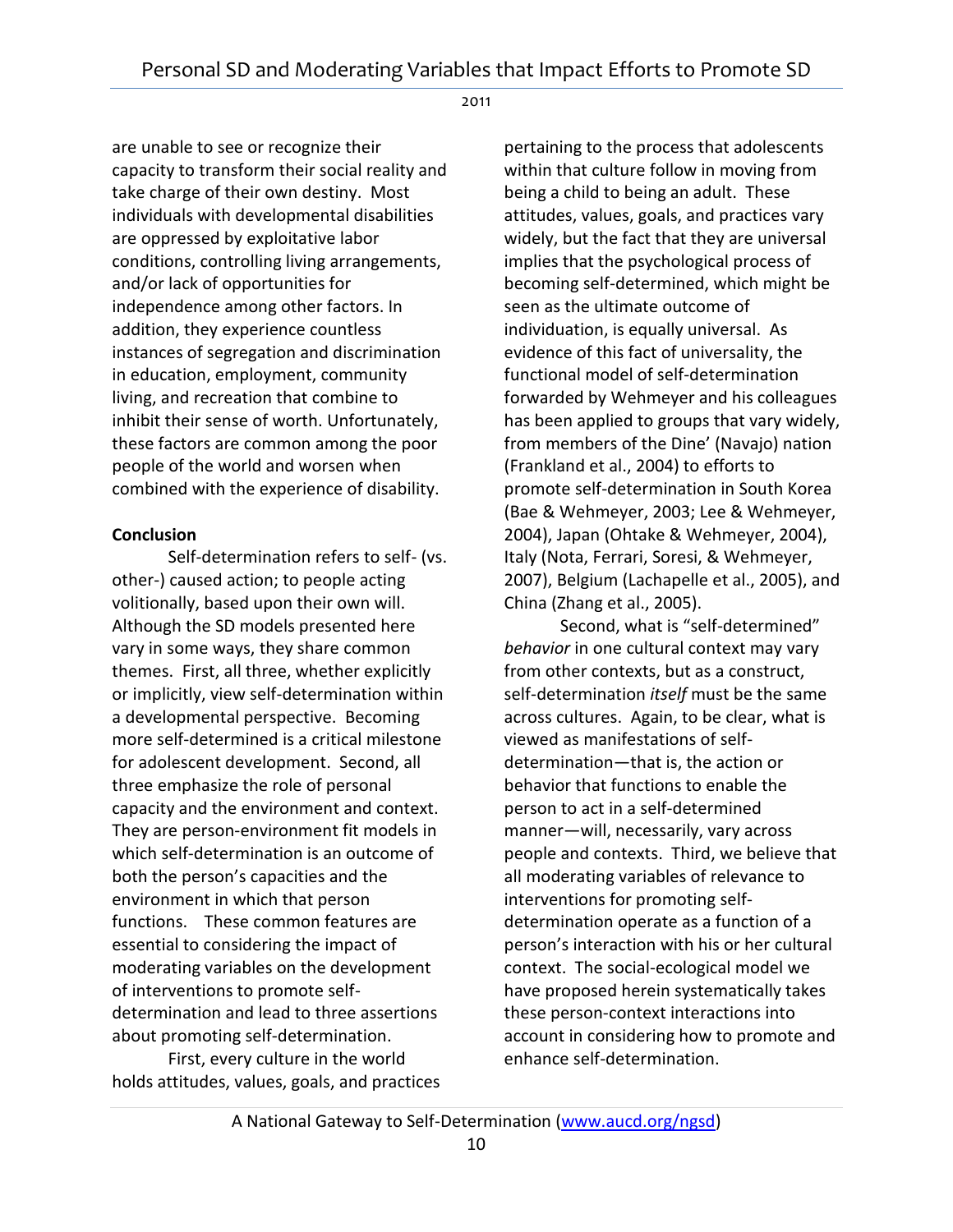are unable to see or recognize their capacity to transform their social reality and take charge of their own destiny. Most individuals with developmental disabilities are oppressed by exploitative labor conditions, controlling living arrangements, and/or lack of opportunities for independence among other factors. In addition, they experience countless instances of segregation and discrimination in education, employment, community living, and recreation that combine to inhibit their sense of worth. Unfortunately, these factors are common among the poor people of the world and worsen when combined with the experience of disability.

**Conclusion**

Self-determination refers to self- (vs. other-) caused action; to people acting volitionally, based upon their own will. Although the SD models presented here vary in some ways, they share common themes. First, all three, whether explicitly or implicitly, view self-determination within a developmental perspective. Becoming more self-determined is a critical milestone for adolescent development. Second, all three emphasize the role of personal capacity and the environment and context. They are person-environment fit models in which self-determination is an outcome of both the person's capacities and the environment in which that person functions. These common features are essential to considering the impact of moderating variables on the development of interventions to promote self-determination and lead to three assertions about promoting self-determination.

First, every culture in the world holds attitudes, values, goals, and practices pertaining to the process that adolescents within that culture follow in moving from being a child to being an adult. These attitudes, values, goals, and practices vary widely, but the fact that they are universal implies that the psychological process of becoming self-determined, which might be seen as the ultimate outcome of individuation, is equally universal. As evidence of this fact of universality, the functional model of self-determination forwarded by Wehmeyer and his colleagues has been applied to groups that vary widely, from members of the Dine' (Navajo) nation (Frankland et al., 2004) to efforts to promote self-determination in South Korea (Bae & Wehmeyer, 2003; Lee & Wehmeyer, 2004), Japan (Ohtake & Wehmeyer, 2004), Italy (Nota, Ferrari, Soresi, & Wehmeyer, 2007), Belgium (Lachapelle et al., 2005), and China (Zhang et al., 2005).

Second, what is "self-determined" *behavior* in one cultural context may vary from other contexts, but as a construct, self-determination *itself* must be the same across cultures. Again, to be clear, what is viewed as manifestations of self-determination—that is, the action or behavior that functions to enable the person to act in a self-determined manner—will, necessarily, vary across people and contexts. Third, we believe that all moderating variables of relevance to interventions for promoting self-determination operate as a function of a person's interaction with his or her cultural context. The social-ecological model we have proposed herein systematically takes these person-context interactions into account in considering how to promote and enhance self-determination.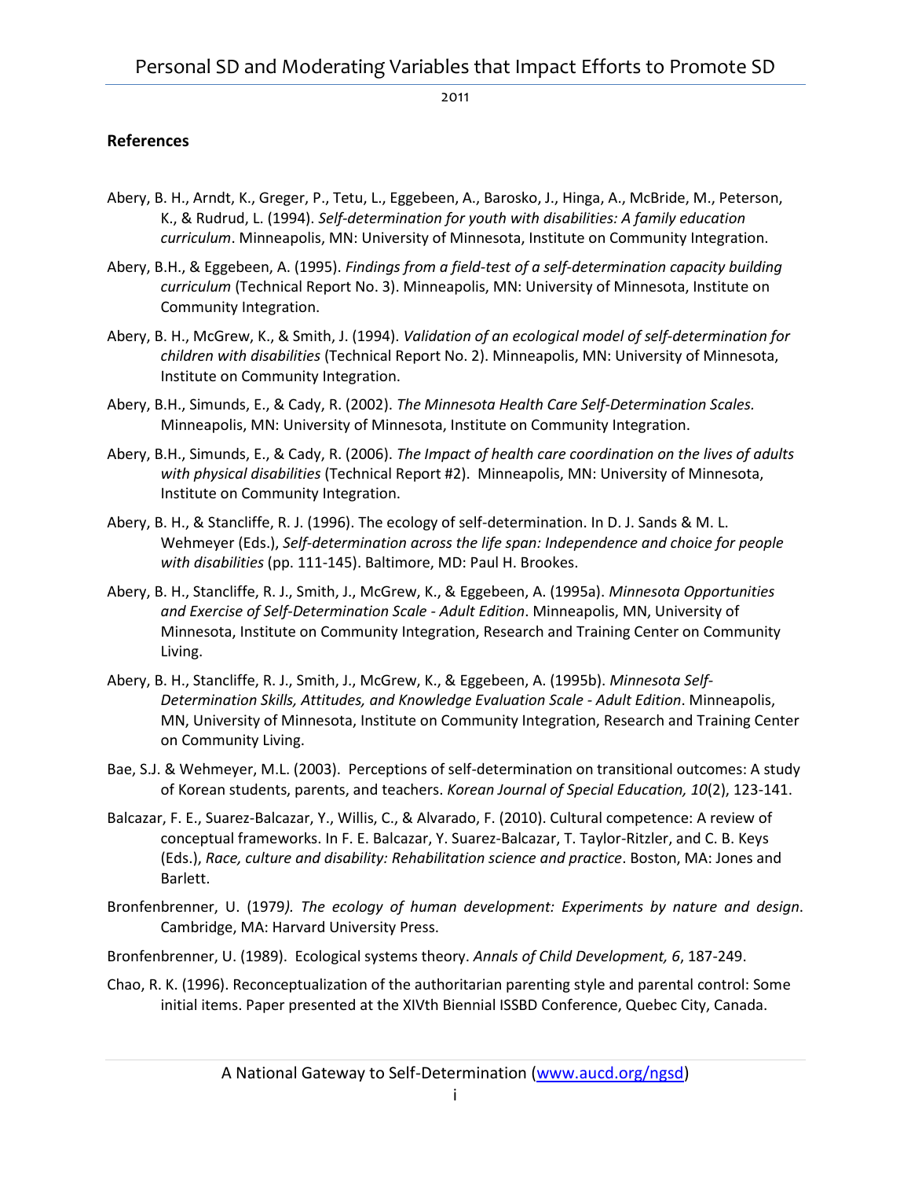## References

Abery, B. H., Arndt, K., Greger, P., Tetu, L., Eggebeen, A., Barosko, J., Hinga, A., McBride, M., Peterson, K., & Rudrud, L. (1994). *Self-determination for youth with disabilities: A family education curriculum*. Minneapolis, MN: University of Minnesota, Institute on Community Integration.

Abery, B.H., & Eggebeen, A. (1995). *Findings from a field-test of a self-determination capacity building curriculum* (Technical Report No. 3). Minneapolis, MN: University of Minnesota, Institute on Community Integration.

Abery, B. H., McGrew, K., & Smith, J. (1994). *Validation of an ecological model of self-determination for children with disabilities* (Technical Report No. 2). Minneapolis, MN: University of Minnesota, Institute on Community Integration.

Abery, B.H., Simunds, E., & Cady, R. (2002). *The Minnesota Health Care Self-Determination Scales.* Minneapolis, MN: University of Minnesota, Institute on Community Integration.

Abery, B.H., Simunds, E., & Cady, R. (2006). *The Impact of health care coordination on the lives of adults with physical disabilities* (Technical Report #2). Minneapolis, MN: University of Minnesota, Institute on Community Integration.

Abery, B. H., & Stancliffe, R. J. (1996). The ecology of self-determination. In D. J. Sands & M. L. Wehmeyer (Eds.), *Self-determination across the life span: Independence and choice for people with disabilities* (pp. 111-145). Baltimore, MD: Paul H. Brookes.

Abery, B. H., Stancliffe, R. J., Smith, J., McGrew, K., & Eggebeen, A. (1995a). *Minnesota Opportunities and Exercise of Self-Determination Scale - Adult Edition*. Minneapolis, MN, University of Minnesota, Institute on Community Integration, Research and Training Center on Community Living.

Abery, B. H., Stancliffe, R. J., Smith, J., McGrew, K., & Eggebeen, A. (1995b). *Minnesota Self-Determination Skills, Attitudes, and Knowledge Evaluation Scale - Adult Edition*. Minneapolis, MN, University of Minnesota, Institute on Community Integration, Research and Training Center on Community Living.

Bae, S.J. & Wehmeyer, M.L. (2003). Perceptions of self-determination on transitional outcomes: A study of Korean students, parents, and teachers. *Korean Journal of Special Education, 10*(2), 123-141.

Balcazar, F. E., Suarez-Balcazar, Y., Willis, C., & Alvarado, F. (2010). Cultural competence: A review of conceptual frameworks. In F. E. Balcazar, Y. Suarez-Balcazar, T. Taylor-Ritzler, and C. B. Keys (Eds.), *Race, culture and disability: Rehabilitation science and practice*. Boston, MA: Jones and Barlett.

Bronfenbrenner, U. (1979*). The ecology of human development: Experiments by nature and design*. Cambridge, MA: Harvard University Press.

Bronfenbrenner, U. (1989). Ecological systems theory. *Annals of Child Development, 6*, 187-249.

Chao, R. K. (1996). Reconceptualization of the authoritarian parenting style and parental control: Some initial items. Paper presented at the XIVth Biennial ISSBD Conference, Quebec City, Canada.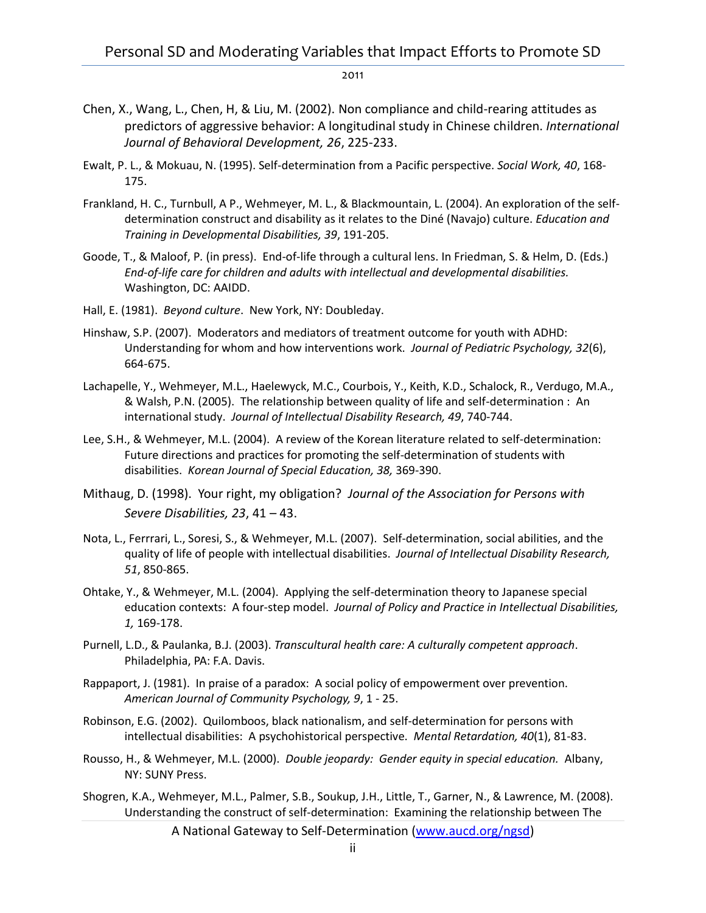Chen, X., Wang, L., Chen, H, & Liu, M. (2002). Non compliance and child-rearing attitudes as predictors of aggressive behavior: A longitudinal study in Chinese children. *International Journal of Behavioral Development, 26*, 225-233.

Ewalt, P. L., & Mokuau, N. (1995). Self-determination from a Pacific perspective. *Social Work, 40*, 168-175.

Frankland, H. C., Turnbull, A P., Wehmeyer, M. L., & Blackmountain, L. (2004). An exploration of the self-determination construct and disability as it relates to the Diné (Navajo) culture. *Education and Training in Developmental Disabilities, 39*, 191-205.

Goode, T., & Maloof, P. (in press). End-of-life through a cultural lens. In Friedman, S. & Helm, D. (Eds.) *End-of-life care for children and adults with intellectual and developmental disabilities.* Washington, DC: AAIDD.

Hall, E. (1981). *Beyond culture*. New York, NY: Doubleday.

Hinshaw, S.P. (2007). Moderators and mediators of treatment outcome for youth with ADHD: Understanding for whom and how interventions work. *Journal of Pediatric Psychology, 32*(6), 664-675.

Lachapelle, Y., Wehmeyer, M.L., Haelewyck, M.C., Courbois, Y., Keith, K.D., Schalock, R., Verdugo, M.A., & Walsh, P.N. (2005). The relationship between quality of life and self-determination : An international study. *Journal of Intellectual Disability Research, 49*, 740-744.

Lee, S.H., & Wehmeyer, M.L. (2004). A review of the Korean literature related to self-determination: Future directions and practices for promoting the self-determination of students with disabilities. *Korean Journal of Special Education, 38,* 369-390.

Mithaug, D. (1998). Your right, my obligation? *Journal of the Association for Persons with Severe Disabilities, 23*, 41 – 43.

Nota, L., Ferrrari, L., Soresi, S., & Wehmeyer, M.L. (2007). Self-determination, social abilities, and the quality of life of people with intellectual disabilities. *Journal of Intellectual Disability Research, 51*, 850-865.

Ohtake, Y., & Wehmeyer, M.L. (2004). Applying the self-determination theory to Japanese special education contexts: A four-step model. *Journal of Policy and Practice in Intellectual Disabilities, 1,* 169-178.

Purnell, L.D., & Paulanka, B.J. (2003). *Transcultural health care: A culturally competent approach*. Philadelphia, PA: F.A. Davis.

Rappaport, J. (1981). In praise of a paradox: A social policy of empowerment over prevention. *American Journal of Community Psychology, 9*, 1 - 25.

Robinson, E.G. (2002). Quilomboos, black nationalism, and self-determination for persons with intellectual disabilities: A psychohistorical perspective. *Mental Retardation, 40*(1), 81-83.

Rousso, H., & Wehmeyer, M.L. (2000). *Double jeopardy: Gender equity in special education.* Albany, NY: SUNY Press.

Shogren, K.A., Wehmeyer, M.L., Palmer, S.B., Soukup, J.H., Little, T., Garner, N., & Lawrence, M. (2008). Understanding the construct of self-determination: Examining the relationship between The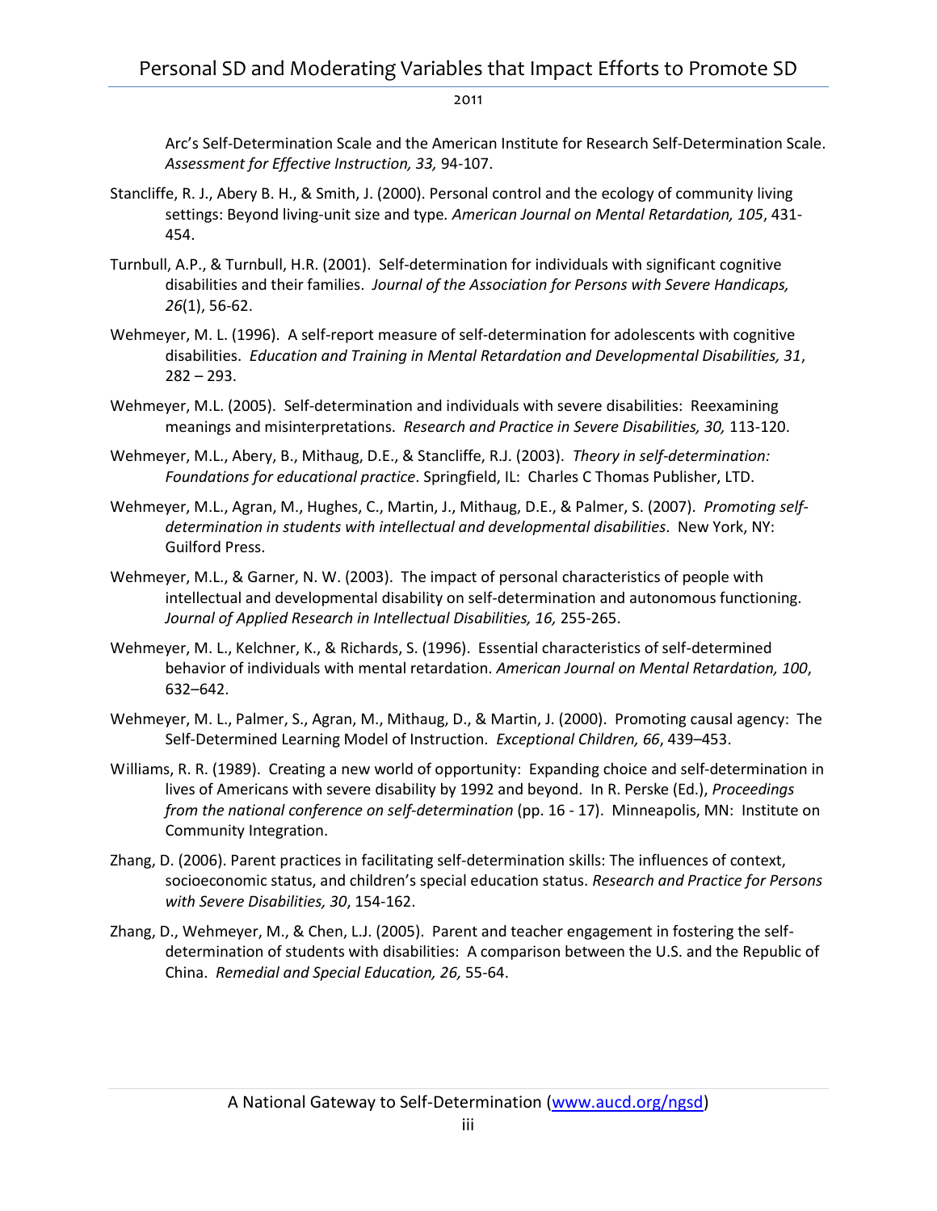Arc's Self-Determination Scale and the American Institute for Research Self-Determination Scale. *Assessment for Effective Instruction, 33,* 94-107.

Stancliffe, R. J., Abery B. H., & Smith, J. (2000). Personal control and the ecology of community living settings: Beyond living-unit size and type*. American Journal on Mental Retardation, 105*, 431-454.

Turnbull, A.P., & Turnbull, H.R. (2001). Self-determination for individuals with significant cognitive disabilities and their families. *Journal of the Association for Persons with Severe Handicaps, 26*(1), 56-62.

Wehmeyer, M. L. (1996). A self-report measure of self-determination for adolescents with cognitive disabilities. *Education and Training in Mental Retardation and Developmental Disabilities, 31*, 282 – 293.

Wehmeyer, M.L. (2005). Self-determination and individuals with severe disabilities: Reexamining meanings and misinterpretations. *Research and Practice in Severe Disabilities, 30,* 113-120.

Wehmeyer, M.L., Abery, B., Mithaug, D.E., & Stancliffe, R.J. (2003). *Theory in self-determination: Foundations for educational practice*. Springfield, IL: Charles C Thomas Publisher, LTD.

Wehmeyer, M.L., Agran, M., Hughes, C., Martin, J., Mithaug, D.E., & Palmer, S. (2007). *Promoting self-determination in students with intellectual and developmental disabilities*. New York, NY: Guilford Press.

Wehmeyer, M.L., & Garner, N. W. (2003). The impact of personal characteristics of people with intellectual and developmental disability on self-determination and autonomous functioning. *Journal of Applied Research in Intellectual Disabilities, 16,* 255-265.

Wehmeyer, M. L., Kelchner, K., & Richards, S. (1996). Essential characteristics of self-determined behavior of individuals with mental retardation. *American Journal on Mental Retardation, 100*, 632–642.

Wehmeyer, M. L., Palmer, S., Agran, M., Mithaug, D., & Martin, J. (2000). Promoting causal agency: The Self-Determined Learning Model of Instruction. *Exceptional Children, 66*, 439–453.

Williams, R. R. (1989). Creating a new world of opportunity: Expanding choice and self-determination in lives of Americans with severe disability by 1992 and beyond. In R. Perske (Ed.), *Proceedings from the national conference on self-determination* (pp. 16 - 17). Minneapolis, MN: Institute on Community Integration.

Zhang, D. (2006). Parent practices in facilitating self-determination skills: The influences of context, socioeconomic status, and children's special education status. *Research and Practice for Persons with Severe Disabilities, 30*, 154-162.

Zhang, D., Wehmeyer, M., & Chen, L.J. (2005). Parent and teacher engagement in fostering the self-determination of students with disabilities: A comparison between the U.S. and the Republic of China. *Remedial and Special Education, 26,* 55-64.